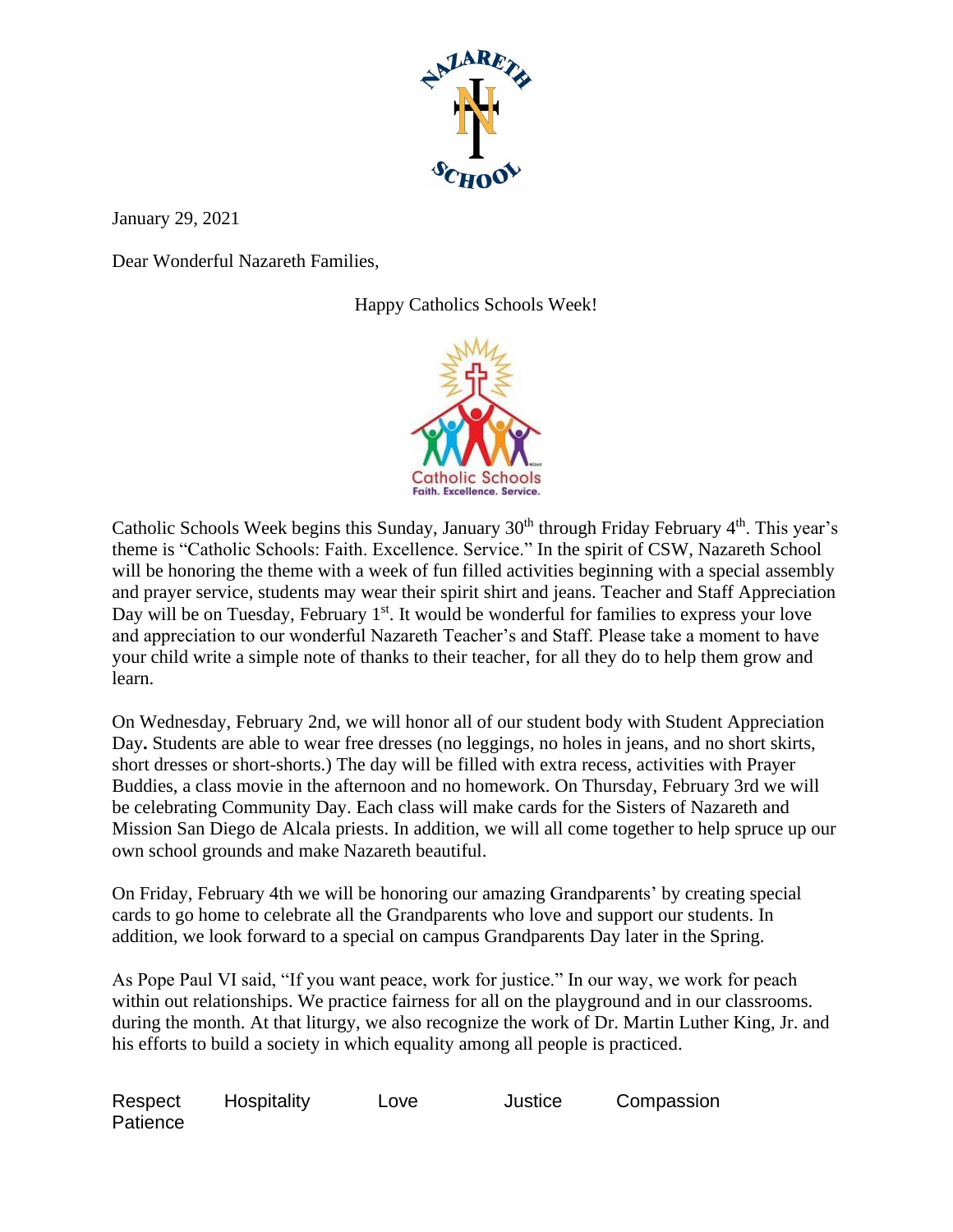January 29, 2021

Dear Wonderful Nazareth Families,

Happy Catholics Schools Week!

Catholic Schools
Faith. Excellence. Service.

Catholic Schools Week begins this Sunday, January 30th through Friday February 4th. This year's theme is "Catholic Schools: Faith. Excellence. Service." In the spirit of CSW, Nazareth School will be honoring the theme with a week of fun filled activities beginning with a special assembly and prayer service, students may wear their spirit shirt and jeans. Teacher and Staff Appreciation Day will be on Tuesday, February 1st. It would be wonderful for families to express your love and appreciation to our wonderful Nazareth Teacher's and Staff. Please take a moment to have your child write a simple note of thanks to their teacher, for all they do to help them grow and learn.

On Wednesday, February 2nd, we will honor all of our student body with Student Appreciation Day**.** Students are able to wear free dresses (no leggings, no holes in jeans, and no short skirts, short dresses or short-shorts.) The day will be filled with extra recess, activities with Prayer Buddies, a class movie in the afternoon and no homework. On Thursday, February 3rd we will be celebrating Community Day. Each class will make cards for the Sisters of Nazareth and Mission San Diego de Alcala priests. In addition, we will all come together to help spruce up our own school grounds and make Nazareth beautiful.

On Friday, February 4th we will be honoring our amazing Grandparents' by creating special cards to go home to celebrate all the Grandparents who love and support our students. In addition, we look forward to a special on campus Grandparents Day later in the Spring.

As Pope Paul VI said, "If you want peace, work for justice." In our way, we work for peach within out relationships. We practice fairness for all on the playground and in our classrooms. during the month. At that liturgy, we also recognize the work of Dr. Martin Luther King, Jr. and his efforts to build a society in which equality among all people is practiced.

Respect Hospitality Love Justice Compassion Patience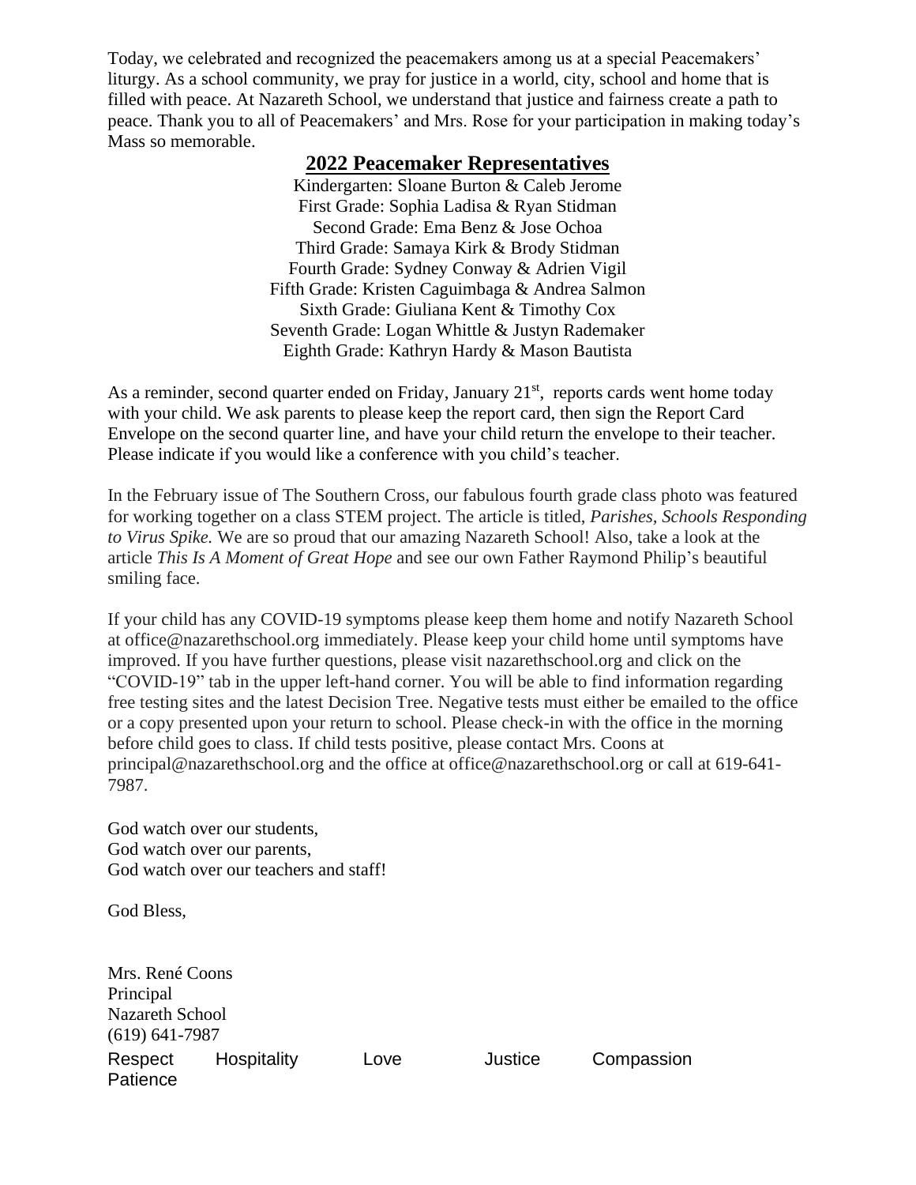Today, we celebrated and recognized the peacemakers among us at a special Peacemakers' liturgy. As a school community, we pray for justice in a world, city, school and home that is filled with peace. At Nazareth School, we understand that justice and fairness create a path to peace. Thank you to all of Peacemakers' and Mrs. Rose for your participation in making today's Mass so memorable.

## 2022 Peacemaker Representatives

Kindergarten: Sloane Burton & Caleb Jerome
First Grade: Sophia Ladisa & Ryan Stidman
Second Grade: Ema Benz & Jose Ochoa
Third Grade: Samaya Kirk & Brody Stidman
Fourth Grade: Sydney Conway & Adrien Vigil
Fifth Grade: Kristen Caguimbaga & Andrea Salmon
Sixth Grade: Giuliana Kent & Timothy Cox
Seventh Grade: Logan Whittle & Justyn Rademaker
Eighth Grade: Kathryn Hardy & Mason Bautista

As a reminder, second quarter ended on Friday, January 21st, reports cards went home today with your child. We ask parents to please keep the report card, then sign the Report Card Envelope on the second quarter line, and have your child return the envelope to their teacher. Please indicate if you would like a conference with you child's teacher.

In the February issue of The Southern Cross, our fabulous fourth grade class photo was featured for working together on a class STEM project. The article is titled, *Parishes, Schools Responding to Virus Spike.* We are so proud that our amazing Nazareth School! Also, take a look at the article *This Is A Moment of Great Hope* and see our own Father Raymond Philip's beautiful smiling face.

If your child has any COVID-19 symptoms please keep them home and notify Nazareth School at office@nazarethschool.org immediately. Please keep your child home until symptoms have improved. If you have further questions, please visit nazarethschool.org and click on the "COVID-19" tab in the upper left-hand corner. You will be able to find information regarding free testing sites and the latest Decision Tree. Negative tests must either be emailed to the office or a copy presented upon your return to school. Please check-in with the office in the morning before child goes to class. If child tests positive, please contact Mrs. Coons at principal@nazarethschool.org and the office at office@nazarethschool.org or call at 619-641-7987.

God watch over our students,
God watch over our parents,
God watch over our teachers and staff!

God Bless,

Mrs. René Coons
Principal
Nazareth School
(619) 641-7987

Respect Hospitality Love Justice Compassion Patience